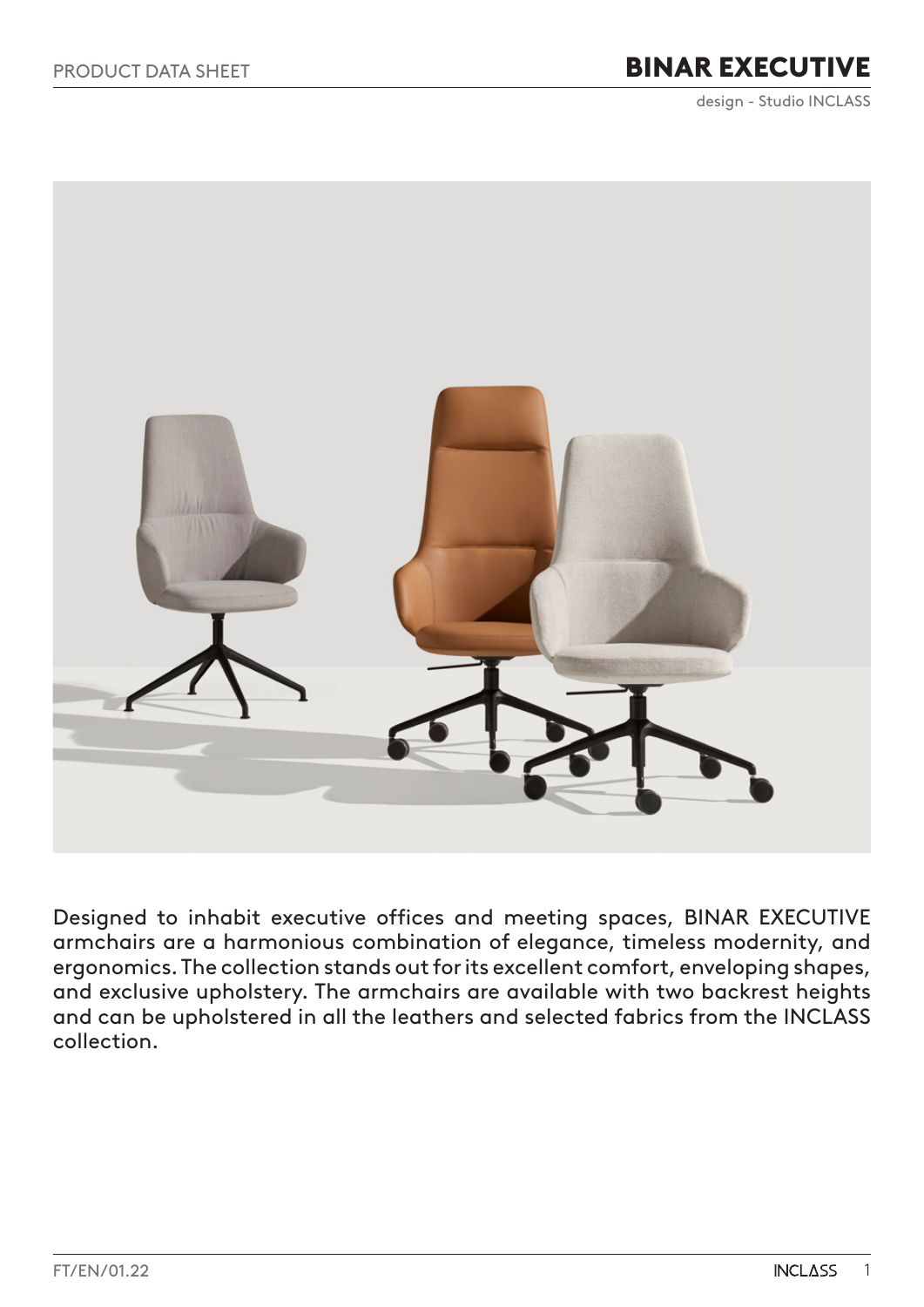PRODUCT DATA SHEET

# BINAR EXECUTIVE

design - Studio INCLASS

Designed to inhabit executive offices and meeting spaces, BINAR EXECUTIVE armchairs are a harmonious combination of elegance, timeless modernity, and ergonomics. The collection stands out for its excellent comfort, enveloping shapes, and exclusive upholstery. The armchairs are available with two backrest heights and can be upholstered in all the leathers and selected fabrics from the INCLASS collection.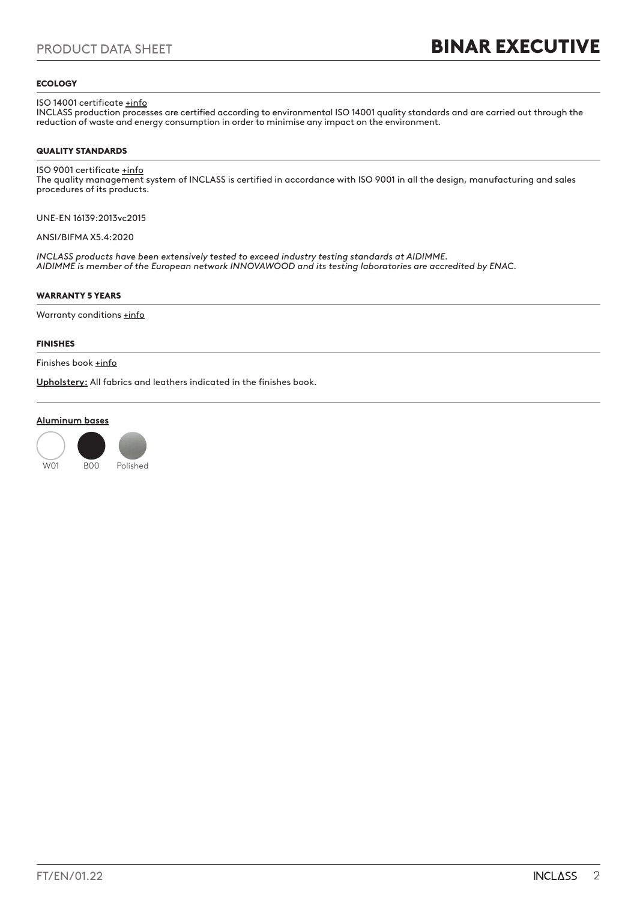## ECOLOGY

ISO 14001 certificate +info
INCLASS production processes are certified according to environmental ISO 14001 quality standards and are carried out through the reduction of waste and energy consumption in order to minimise any impact on the environment.

## QUALITY STANDARDS

ISO 9001 certificate +info
The quality management system of INCLASS is certified in accordance with ISO 9001 in all the design, manufacturing and sales procedures of its products.

UNE-EN 16139:2013vc2015

ANSI/BIFMA X5.4:2020

*INCLASS products have been extensively tested to exceed industry testing standards at AIDIMME.*
*AIDIMME is member of the European network INNOVAWOOD and its testing laboratories are accredited by ENAC.*

## WARRANTY 5 YEARS

Warranty conditions +info

## FINISHES

Finishes book +info

**Upholstery:** All fabrics and leathers indicated in the finishes book.

**Aluminum bases**

W01 B00 Polished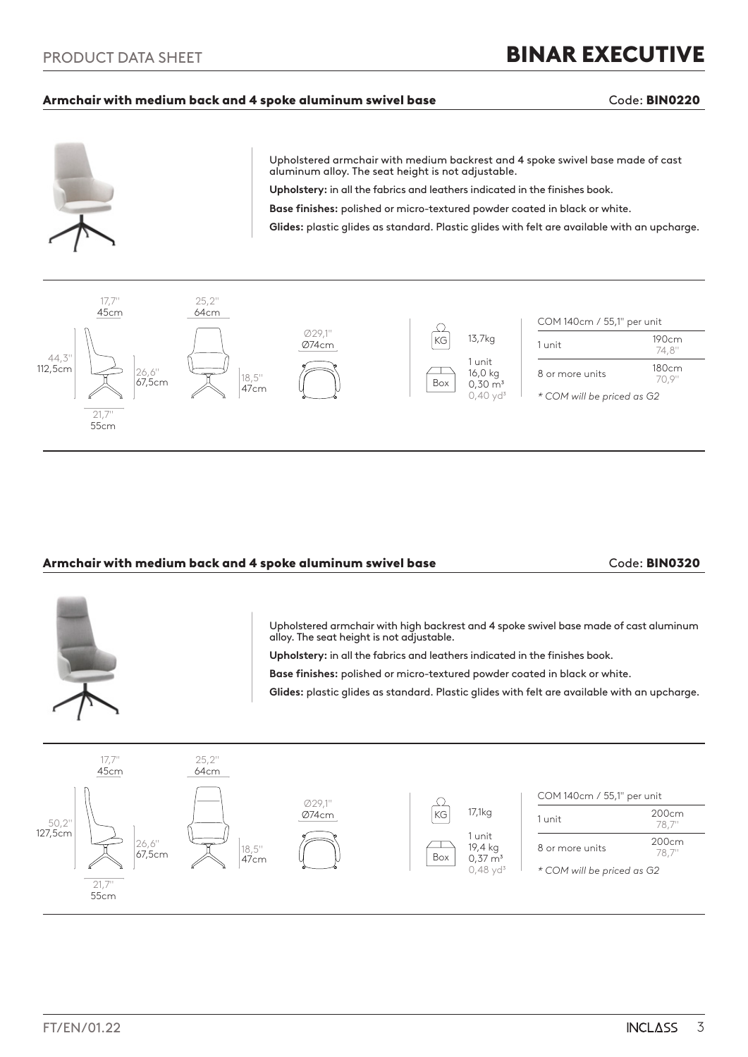## Armchair with medium back and 4 spoke aluminum swivel base

Code: **BIN0220**

Upholstered armchair with medium backrest and 4 spoke swivel base made of cast aluminum alloy. The seat height is not adjustable.

**Upholstery:** in all the fabrics and leathers indicated in the finishes book.

**Base finishes:** polished or micro-textured powder coated in black or white.

**Glides:** plastic glides as standard. Plastic glides with felt are available with an upcharge.

17,7" 45cm
44,3" 112,5cm
26,6" 67,5cm
21,7" 55cm
25,2" 64cm
18,5" 47cm
Ø29,1" Ø74cm

KG 13,7kg

Box 1 unit 16,0 kg 0,30 m³ 0,40 yd³

| COM 140cm / 55,1" per unit | |
|---|---|
| 1 unit | 190cm 74,8" |
| 8 or more units | 180cm 70,9" |

*\* COM will be priced as G2*

## Armchair with medium back and 4 spoke aluminum swivel base

Code: **BIN0320**

Upholstered armchair with high backrest and 4 spoke swivel base made of cast aluminum alloy. The seat height is not adjustable.

**Upholstery:** in all the fabrics and leathers indicated in the finishes book.

**Base finishes:** polished or micro-textured powder coated in black or white.

**Glides:** plastic glides as standard. Plastic glides with felt are available with an upcharge.

17,7" 45cm
50,2" 127,5cm
26,6" 67,5cm
21,7" 55cm
25,2" 64cm
18,5" 47cm
Ø29,1" Ø74cm

KG 17,1kg

Box 1 unit 19,4 kg 0,37 m³ 0,48 yd³

| COM 140cm / 55,1" per unit | |
|---|---|
| 1 unit | 200cm 78,7" |
| 8 or more units | 200cm 78,7" |

*\* COM will be priced as G2*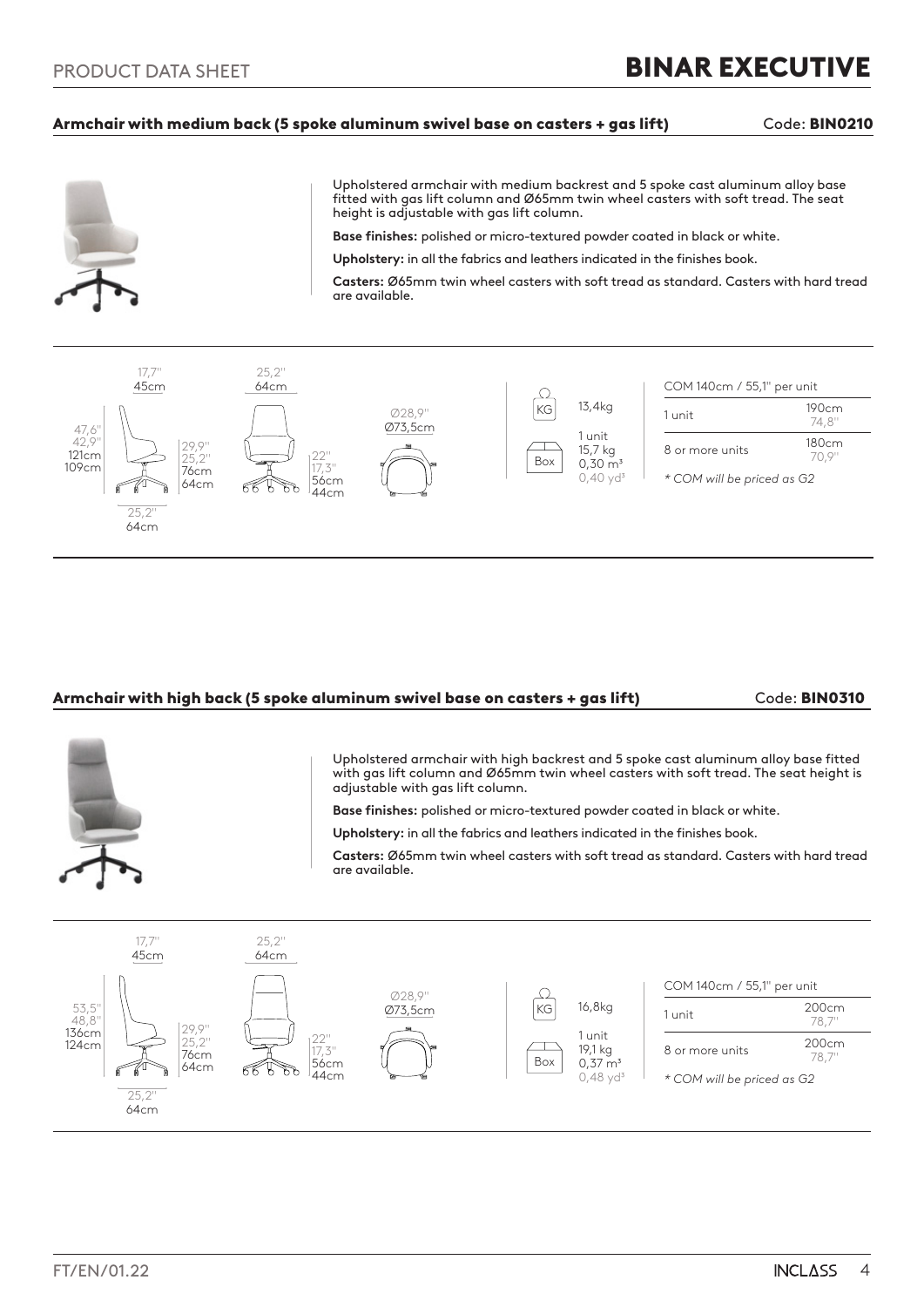# BINAR EXECUTIVE

## Armchair with medium back (5 spoke aluminum swivel base on casters + gas lift)

Code: **BIN0210**

Upholstered armchair with medium backrest and 5 spoke cast aluminum alloy base fitted with gas lift column and Ø65mm twin wheel casters with soft tread. The seat height is adjustable with gas lift column.

**Base finishes:** polished or micro-textured powder coated in black or white.

**Upholstery:** in all the fabrics and leathers indicated in the finishes book.

**Casters:** Ø65mm twin wheel casters with soft tread as standard. Casters with hard tread are available.

17,7" 45cm — 25,2" 64cm — 47,6" 42,9" 121cm 109cm — 29,9" 25,2" 76cm 64cm — 22" 17,3" 56cm 44cm — 25,2" 64cm — Ø28,9" Ø73,5cm

KG: 13,4kg

Box: 1 unit 15,7 kg 0,30 m³ 0,40 yd³

| COM 140cm / 55,1" per unit | |
|---|---|
| 1 unit | 190cm 74,8" |
| 8 or more units | 180cm 70,9" |

*\* COM will be priced as G2*

## Armchair with high back (5 spoke aluminum swivel base on casters + gas lift)

Code: **BIN0310**

Upholstered armchair with high backrest and 5 spoke cast aluminum alloy base fitted with gas lift column and Ø65mm twin wheel casters with soft tread. The seat height is adjustable with gas lift column.

**Base finishes:** polished or micro-textured powder coated in black or white.

**Upholstery:** in all the fabrics and leathers indicated in the finishes book.

**Casters:** Ø65mm twin wheel casters with soft tread as standard. Casters with hard tread are available.

17,7" 45cm — 25,2" 64cm — 53,5" 48,8" 136cm 124cm — 29,9" 25,2" 76cm 64cm — 22" 17,3" 56cm 44cm — 25,2" 64cm — Ø28,9" Ø73,5cm

KG: 16,8kg

Box: 1 unit 19,1 kg 0,37 m³ 0,48 yd³

| COM 140cm / 55,1" per unit | |
|---|---|
| 1 unit | 200cm 78,7" |
| 8 or more units | 200cm 78,7" |

*\* COM will be priced as G2*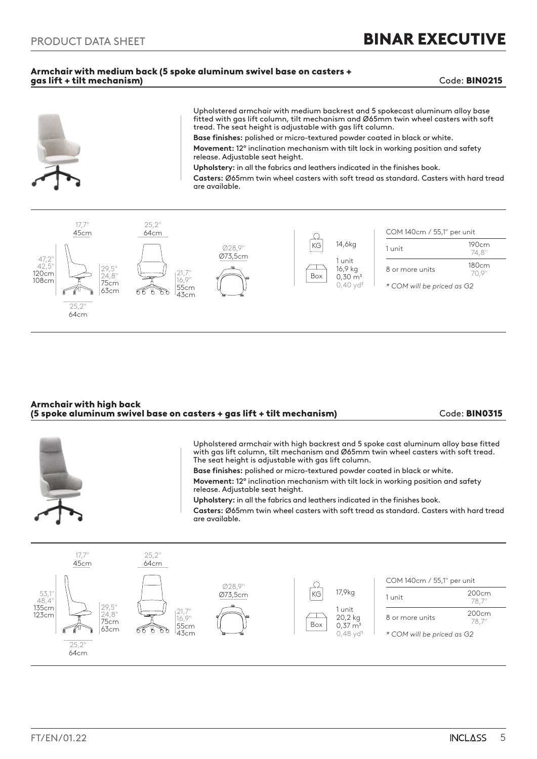## Armchair with medium back (5 spoke aluminum swivel base on casters + gas lift + tilt mechanism)

Code: **BIN0215**

Upholstered armchair with medium backrest and 5 spokecast aluminum alloy base fitted with gas lift column, tilt mechanism and Ø65mm twin wheel casters with soft tread. The seat height is adjustable with gas lift column.

**Base finishes:** polished or micro-textured powder coated in black or white.

**Movement:** 12º inclination mechanism with tilt lock in working position and safety release. Adjustable seat height.

**Upholstery:** in all the fabrics and leathers indicated in the finishes book.

**Casters:** Ø65mm twin wheel casters with soft tread as standard. Casters with hard tread are available.

Dimensions: 17,7" / 45cm; 47,2" / 42,5" / 120cm / 108cm; 29,5" / 24,8" / 75cm / 63cm; 25,2" / 64cm; 25,2" / 64cm; 21,7" / 16,9" / 55cm / 43cm; Ø28,9" / Ø73,5cm

KG: 14,6kg

Box: 1 unit, 16,9 kg, 0,30 m³, 0,40 yd³

| COM 140cm / 55,1" per unit | |
|---|---|
| 1 unit | 190cm 74,8" |
| 8 or more units | 180cm 70,9" |

*\* COM will be priced as G2*

## Armchair with high back (5 spoke aluminum swivel base on casters + gas lift + tilt mechanism)

Code: **BIN0315**

Upholstered armchair with high backrest and 5 spoke cast aluminum alloy base fitted with gas lift column, tilt mechanism and Ø65mm twin wheel casters with soft tread. The seat height is adjustable with gas lift column.

**Base finishes:** polished or micro-textured powder coated in black or white.

**Movement:** 12º inclination mechanism with tilt lock in working position and safety release. Adjustable seat height.

**Upholstery:** in all the fabrics and leathers indicated in the finishes book.

**Casters:** Ø65mm twin wheel casters with soft tread as standard. Casters with hard tread are available.

Dimensions: 17,7" / 45cm; 53,1" / 48,4" / 135cm / 123cm; 29,5" / 24,8" / 75cm / 63cm; 25,2" / 64cm; 25,2" / 64cm; 21,7" / 16,9" / 55cm / 43cm; Ø28,9" / Ø73,5cm

KG: 17,9kg

Box: 1 unit, 20,2 kg, 0,37 m³, 0,48 yd³

| COM 140cm / 55,1" per unit | |
|---|---|
| 1 unit | 200cm 78,7" |
| 8 or more units | 200cm 78,7" |

*\* COM will be priced as G2*

FT/EN/01.22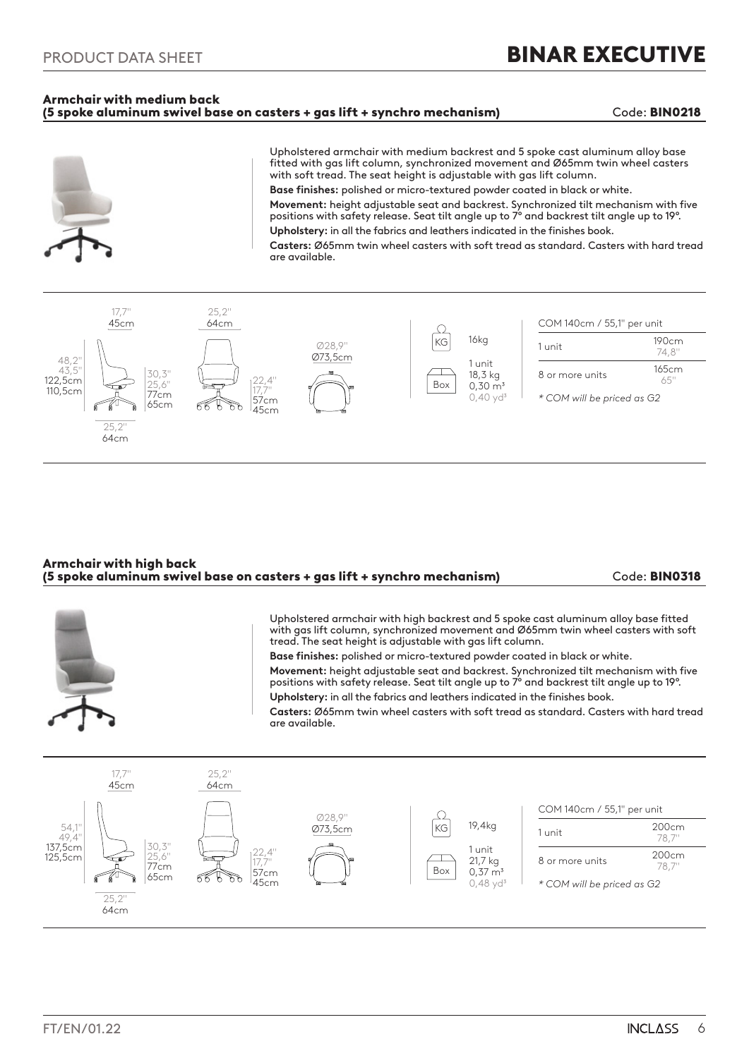## Armchair with medium back (5 spoke aluminum swivel base on casters + gas lift + synchro mechanism)

Code: **BIN0218**

Upholstered armchair with medium backrest and 5 spoke cast aluminum alloy base fitted with gas lift column, synchronized movement and Ø65mm twin wheel casters with soft tread. The seat height is adjustable with gas lift column.

**Base finishes:** polished or micro-textured powder coated in black or white.

**Movement:** height adjustable seat and backrest. Synchronized tilt mechanism with five positions with safety release. Seat tilt angle up to 7° and backrest tilt angle up to 19°.

**Upholstery:** in all the fabrics and leathers indicated in the finishes book.

**Casters:** Ø65mm twin wheel casters with soft tread as standard. Casters with hard tread are available.

17,7" 45cm
25,2" 64cm
48,2" 43,5" 122,5cm 110,5cm
30,3" 25,6" 77cm 65cm
22,4" 17,7" 57cm 45cm
25,2" 64cm
Ø28,9" Ø73,5cm

KG 16kg

Box 1 unit 18,3 kg 0,30 m³ 0,40 yd³

| COM 140cm / 55,1" per unit | |
|---|---|
| 1 unit | 190cm 74,8" |
| 8 or more units | 165cm 65" |

*\* COM will be priced as G2*

## Armchair with high back (5 spoke aluminum swivel base on casters + gas lift + synchro mechanism)

Code: **BIN0318**

Upholstered armchair with high backrest and 5 spoke cast aluminum alloy base fitted with gas lift column, synchronized movement and Ø65mm twin wheel casters with soft tread. The seat height is adjustable with gas lift column.

**Base finishes:** polished or micro-textured powder coated in black or white.

**Movement:** height adjustable seat and backrest. Synchronized tilt mechanism with five positions with safety release. Seat tilt angle up to 7° and backrest tilt angle up to 19°.

**Upholstery:** in all the fabrics and leathers indicated in the finishes book.

**Casters:** Ø65mm twin wheel casters with soft tread as standard. Casters with hard tread are available.

17,7" 45cm
25,2" 64cm
54,1" 49,4" 137,5cm 125,5cm
30,3" 25,6" 77cm 65cm
22,4" 17,7" 57cm 45cm
25,2" 64cm
Ø28,9" Ø73,5cm

KG 19,4kg

Box 1 unit 21,7 kg 0,37 m³ 0,48 yd³

| COM 140cm / 55,1" per unit | |
|---|---|
| 1 unit | 200cm 78,7" |
| 8 or more units | 200cm 78,7" |

*\* COM will be priced as G2*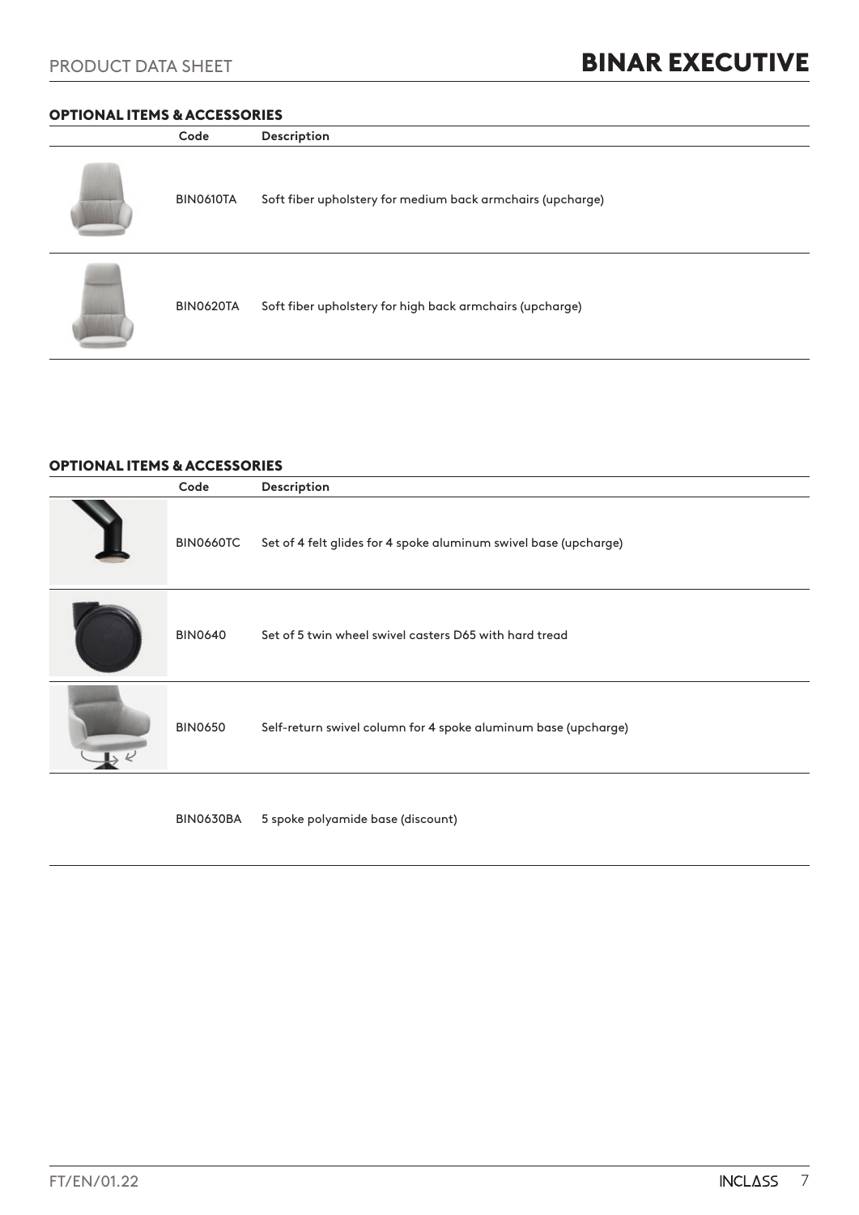## OPTIONAL ITEMS & ACCESSORIES

| | Code | Description |
|---|---|---|
| | BIN0610TA | Soft fiber upholstery for medium back armchairs (upcharge) |
| | BIN0620TA | Soft fiber upholstery for high back armchairs (upcharge) |

## OPTIONAL ITEMS & ACCESSORIES

| | Code | Description |
|---|---|---|
| | BIN0660TC | Set of 4 felt glides for 4 spoke aluminum swivel base (upcharge) |
| | BIN0640 | Set of 5 twin wheel swivel casters D65 with hard tread |
| | BIN0650 | Self-return swivel column for 4 spoke aluminum base (upcharge) |
| | BIN0630BA | 5 spoke polyamide base (discount) |

FT/EN/01.22